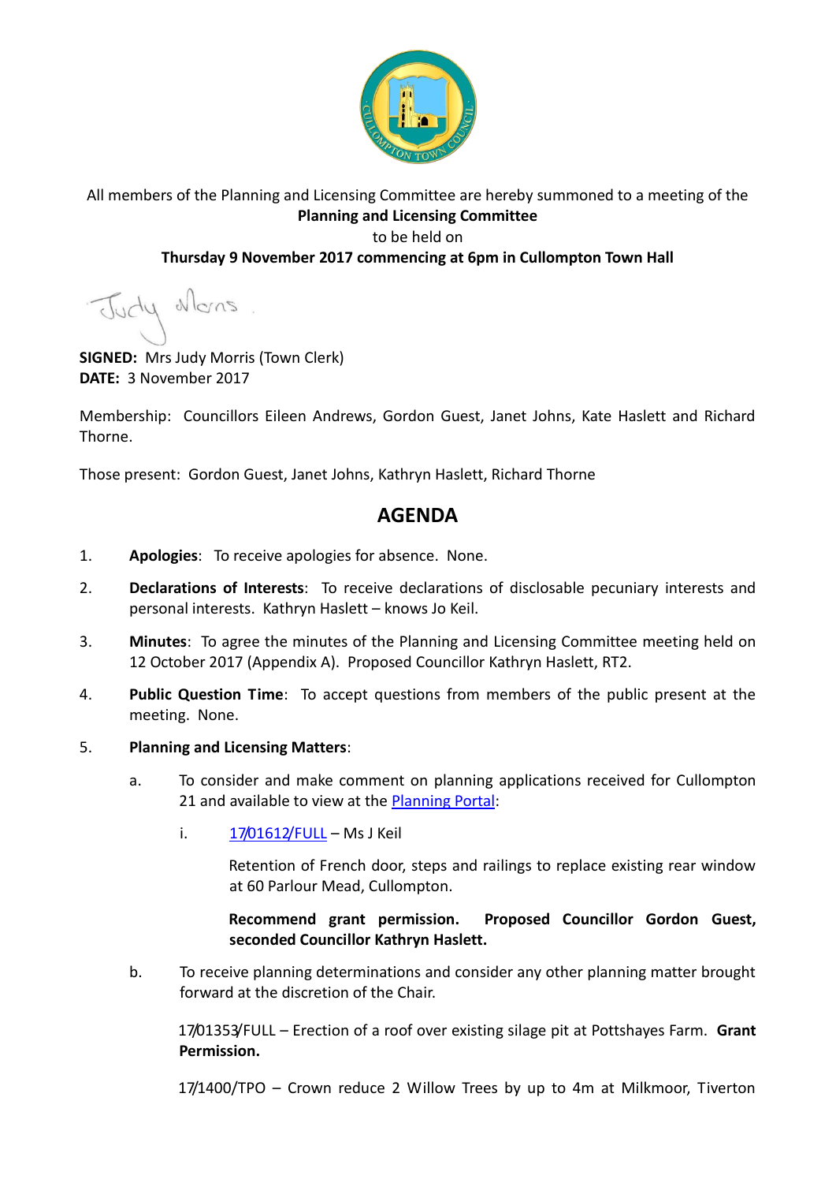All members of the Planning and Licensing Committee are hereby summoned to a meeting of the **Planning and Licensing Committee** to be held on **Thursday 9 November 2017 commencing at 6pm in Cullompton Town Hall**

Judy Morris

**SIGNED:** Mrs Judy Morris (Town Clerk)
**DATE:** 3 November 2017

Membership: Councillors Eileen Andrews, Gordon Guest, Janet Johns, Kate Haslett and Richard Thorne.

Those present: Gordon Guest, Janet Johns, Kathryn Haslett, Richard Thorne

## AGENDA

1. **Apologies**: To receive apologies for absence. None.

2. **Declarations of Interests**: To receive declarations of disclosable pecuniary interests and personal interests. Kathryn Haslett – knows Jo Keil.

3. **Minutes**: To agree the minutes of the Planning and Licensing Committee meeting held on 12 October 2017 (Appendix A). Proposed Councillor Kathryn Haslett, RT2.

4. **Public Question Time**: To accept questions from members of the public present at the meeting. None.

5. **Planning and Licensing Matters**:

   a. To consider and make comment on planning applications received for Cullompton 21 and available to view at the Planning Portal:

      i. 17/01612/FULL – Ms J Keil

         Retention of French door, steps and railings to replace existing rear window at 60 Parlour Mead, Cullompton.

         **Recommend grant permission. Proposed Councillor Gordon Guest, seconded Councillor Kathryn Haslett.**

   b. To receive planning determinations and consider any other planning matter brought forward at the discretion of the Chair.

      17/01353/FULL – Erection of a roof over existing silage pit at Pottshayes Farm. **Grant Permission.**

      17/1400/TPO – Crown reduce 2 Willow Trees by up to 4m at Milkmoor, Tiverton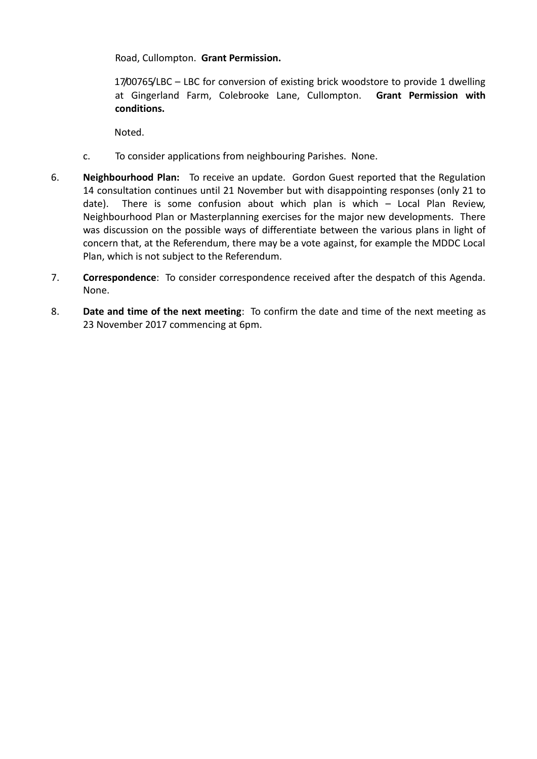Road, Cullompton. **Grant Permission.**

17/00765/LBC – LBC for conversion of existing brick woodstore to provide 1 dwelling at Gingerland Farm, Colebrooke Lane, Cullompton. **Grant Permission with conditions.**

Noted.

c. To consider applications from neighbouring Parishes. None.

6. **Neighbourhood Plan:** To receive an update. Gordon Guest reported that the Regulation 14 consultation continues until 21 November but with disappointing responses (only 21 to date). There is some confusion about which plan is which – Local Plan Review, Neighbourhood Plan or Masterplanning exercises for the major new developments. There was discussion on the possible ways of differentiate between the various plans in light of concern that, at the Referendum, there may be a vote against, for example the MDDC Local Plan, which is not subject to the Referendum.

7. **Correspondence**: To consider correspondence received after the despatch of this Agenda. None.

8. **Date and time of the next meeting**: To confirm the date and time of the next meeting as 23 November 2017 commencing at 6pm.